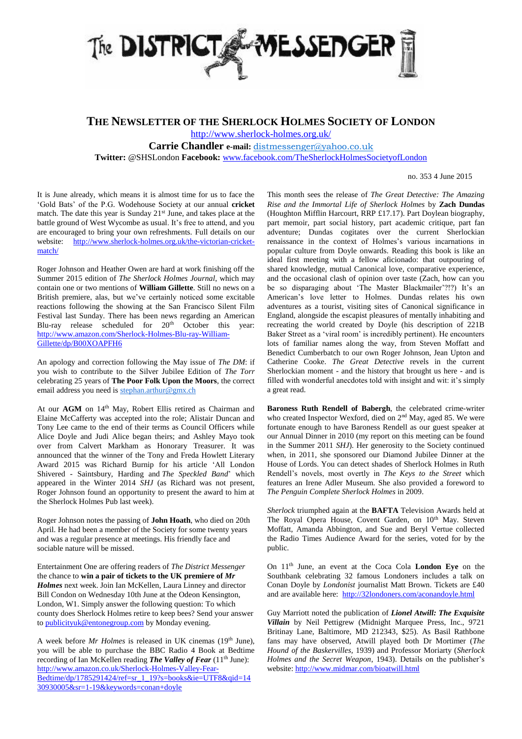# The District Messenger

## The Newsletter of the Sherlock Holmes Society of London

http://www.sherlock-holmes.org.uk/

**Carrie Chandler** **e-mail:** distmessenger@yahoo.co.uk

**Twitter:** @SHSLondon **Facebook:** www.facebook.com/TheSherlockHolmesSocietyofLondon

no. 353 4 June 2015

It is June already, which means it is almost time for us to face the 'Gold Bats' of the P.G. Wodehouse Society at our annual **cricket** match. The date this year is Sunday 21st June, and takes place at the battle ground of West Wycombe as usual. It's free to attend, and you are encouraged to bring your own refreshments. Full details on our website: http://www.sherlock-holmes.org.uk/the-victorian-cricket-match/

Roger Johnson and Heather Owen are hard at work finishing off the Summer 2015 edition of *The Sherlock Holmes Journal*, which may contain one or two mentions of **William Gillette**. Still no news on a British premiere, alas, but we've certainly noticed some excitable reactions following the showing at the San Francisco Silent Film Festival last Sunday. There has been news regarding an American Blu-ray release scheduled for 20th October this year: http://www.amazon.com/Sherlock-Holmes-Blu-ray-William-Gillette/dp/B00XOAPFH6

An apology and correction following the May issue of *The DM*: if you wish to contribute to the Silver Jubilee Edition of *The Torr* celebrating 25 years of **The Poor Folk Upon the Moors**, the correct email address you need is stephan.arthur@gmx.ch

At our **AGM** on 14th May, Robert Ellis retired as Chairman and Elaine McCafferty was accepted into the role; Alistair Duncan and Tony Lee came to the end of their terms as Council Officers while Alice Doyle and Judi Alice began theirs; and Ashley Mayo took over from Calvert Markham as Honorary Treasurer. It was announced that the winner of the Tony and Freda Howlett Literary Award 2015 was Richard Burnip for his article 'All London Shivered - Saintsbury, Harding and *The Speckled Band*' which appeared in the Winter 2014 *SHJ* (as Richard was not present, Roger Johnson found an opportunity to present the award to him at the Sherlock Holmes Pub last week).

Roger Johnson notes the passing of **John Hoath**, who died on 20th April. He had been a member of the Society for some twenty years and was a regular presence at meetings. His friendly face and sociable nature will be missed.

Entertainment One are offering readers of *The District Messenger* the chance to **win a pair of tickets to the UK premiere of *Mr Holmes*** next week. Join Ian McKellen, Laura Linney and director Bill Condon on Wednesday 10th June at the Odeon Kensington, London, W1. Simply answer the following question: To which county does Sherlock Holmes retire to keep bees? Send your answer to publicityuk@entonegroup.com by Monday evening.

A week before *Mr Holmes* is released in UK cinemas (19th June), you will be able to purchase the BBC Radio 4 Book at Bedtime recording of Ian McKellen reading ***The Valley of Fear*** (11th June): http://www.amazon.co.uk/Sherlock-Holmes-Valley-Fear-Bedtime/dp/1785291424/ref=sr_1_19?s=books&ie=UTF8&qid=1430930005&sr=1-19&keywords=conan+doyle

This month sees the release of *The Great Detective: The Amazing Rise and the Immortal Life of Sherlock Holmes* by **Zach Dundas** (Houghton Mifflin Harcourt, RRP £17.17). Part Doylean biography, part memoir, part social history, part academic critique, part fan adventure; Dundas cogitates over the current Sherlockian renaissance in the context of Holmes's various incarnations in popular culture from Doyle onwards. Reading this book is like an ideal first meeting with a fellow aficionado: that outpouring of shared knowledge, mutual Canonical love, comparative experience, and the occasional clash of opinion over taste (Zach, how can you be so disparaging about 'The Master Blackmailer'?!?) It's an American's love letter to Holmes. Dundas relates his own adventures as a tourist, visiting sites of Canonical significance in England, alongside the escapist pleasures of mentally inhabiting and recreating the world created by Doyle (his description of 221B Baker Street as a 'viral room' is incredibly pertinent). He encounters lots of familiar names along the way, from Steven Moffatt and Benedict Cumberbatch to our own Roger Johnson, Jean Upton and Catherine Cooke. *The Great Detective* revels in the current Sherlockian moment - and the history that brought us here - and is filled with wonderful anecdotes told with insight and wit: it's simply a great read.

**Baroness Ruth Rendell of Babergh**, the celebrated crime-writer who created Inspector Wexford, died on 2nd May, aged 85. We were fortunate enough to have Baroness Rendell as our guest speaker at our Annual Dinner in 2010 (my report on this meeting can be found in the Summer 2011 *SHJ*). Her generosity to the Society continued when, in 2011, she sponsored our Diamond Jubilee Dinner at the House of Lords. You can detect shades of Sherlock Holmes in Ruth Rendell's novels, most overtly in *The Keys to the Street* which features an Irene Adler Museum. She also provided a foreword to *The Penguin Complete Sherlock Holmes* in 2009.

*Sherlock* triumphed again at the **BAFTA** Television Awards held at The Royal Opera House, Covent Garden, on 10th May. Steven Moffatt, Amanda Abbington, and Sue and Beryl Vertue collected the Radio Times Audience Award for the series, voted for by the public.

On 11th June, an event at the Coca Cola **London Eye** on the Southbank celebrating 32 famous Londoners includes a talk on Conan Doyle by *Londonist* journalist Matt Brown. Tickets are £40 and are available here: http://32londoners.com/aconandoyle.html

Guy Marriott noted the publication of ***Lionel Atwill: The Exquisite Villain*** by Neil Pettigrew (Midnight Marquee Press, Inc., 9721 Britinay Lane, Baltimore, MD 212343, $25). As Basil Rathbone fans may have observed, Atwill played both Dr Mortimer (*The Hound of the Baskervilles*, 1939) and Professor Moriarty (*Sherlock Holmes and the Secret Weapon*, 1943). Details on the publisher's website: http://www.midmar.com/bioatwill.html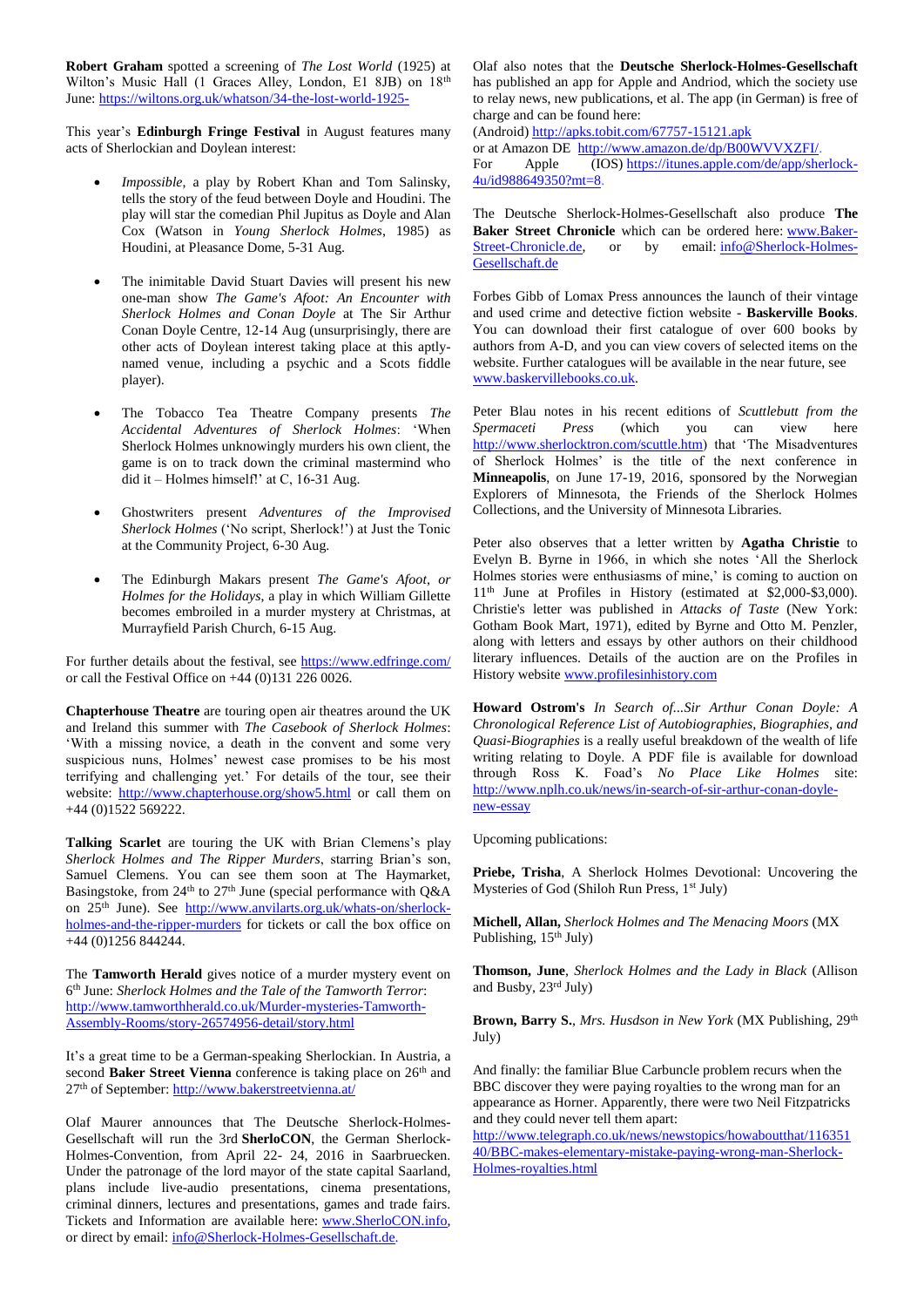**Robert Graham** spotted a screening of *The Lost World* (1925) at Wilton's Music Hall (1 Graces Alley, London, E1 8JB) on 18th June: https://wiltons.org.uk/whatson/34-the-lost-world-1925-

This year's **Edinburgh Fringe Festival** in August features many acts of Sherlockian and Doylean interest:

- *Impossible*, a play by Robert Khan and Tom Salinsky, tells the story of the feud between Doyle and Houdini. The play will star the comedian Phil Jupitus as Doyle and Alan Cox (Watson in *Young Sherlock Holmes*, 1985) as Houdini, at Pleasance Dome, 5-31 Aug.

- The inimitable David Stuart Davies will present his new one-man show *The Game's Afoot: An Encounter with Sherlock Holmes and Conan Doyle* at The Sir Arthur Conan Doyle Centre, 12-14 Aug (unsurprisingly, there are other acts of Doylean interest taking place at this aptly-named venue, including a psychic and a Scots fiddle player).

- The Tobacco Tea Theatre Company presents *The Accidental Adventures of Sherlock Holmes*: 'When Sherlock Holmes unknowingly murders his own client, the game is on to track down the criminal mastermind who did it – Holmes himself!' at C, 16-31 Aug.

- Ghostwriters present *Adventures of the Improvised Sherlock Holmes* ('No script, Sherlock!') at Just the Tonic at the Community Project, 6-30 Aug.

- The Edinburgh Makars present *The Game's Afoot, or Holmes for the Holidays*, a play in which William Gillette becomes embroiled in a murder mystery at Christmas, at Murrayfield Parish Church, 6-15 Aug.

For further details about the festival, see https://www.edfringe.com/ or call the Festival Office on +44 (0)131 226 0026.

**Chapterhouse Theatre** are touring open air theatres around the UK and Ireland this summer with *The Casebook of Sherlock Holmes*: 'With a missing novice, a death in the convent and some very suspicious nuns, Holmes' newest case promises to be his most terrifying and challenging yet.' For details of the tour, see their website: http://www.chapterhouse.org/show5.html or call them on +44 (0)1522 569222.

**Talking Scarlet** are touring the UK with Brian Clemens's play *Sherlock Holmes and The Ripper Murders*, starring Brian's son, Samuel Clemens. You can see them soon at The Haymarket, Basingstoke, from 24th to 27th June (special performance with Q&A on 25th June). See http://www.anvilarts.org.uk/whats-on/sherlock-holmes-and-the-ripper-murders for tickets or call the box office on +44 (0)1256 844244.

The **Tamworth Herald** gives notice of a murder mystery event on 6th June: *Sherlock Holmes and the Tale of the Tamworth Terror*: http://www.tamworthherald.co.uk/Murder-mysteries-Tamworth-Assembly-Rooms/story-26574956-detail/story.html

It's a great time to be a German-speaking Sherlockian. In Austria, a second **Baker Street Vienna** conference is taking place on 26th and 27th of September: http://www.bakerstreetvienna.at/

Olaf Maurer announces that The Deutsche Sherlock-Holmes-Gesellschaft will run the 3rd **SherloCON**, the German Sherlock-Holmes-Convention, from April 22- 24, 2016 in Saarbruecken. Under the patronage of the lord mayor of the state capital Saarland, plans include live-audio presentations, cinema presentations, criminal dinners, lectures and presentations, games and trade fairs. Tickets and Information are available here: www.SherloCON.info, or direct by email: info@Sherlock-Holmes-Gesellschaft.de.

Olaf also notes that the **Deutsche Sherlock-Holmes-Gesellschaft** has published an app for Apple and Andriod, which the society use to relay news, new publications, et al. The app (in German) is free of charge and can be found here:
(Android) http://apks.tobit.com/67757-15121.apk
or at Amazon DE http://www.amazon.de/dp/B00WVVXZFI/.
For Apple (IOS) https://itunes.apple.com/de/app/sherlock-4u/id988649350?mt=8.

The Deutsche Sherlock-Holmes-Gesellschaft also produce **The Baker Street Chronicle** which can be ordered here: www.Baker-Street-Chronicle.de, or by email: info@Sherlock-Holmes-Gesellschaft.de

Forbes Gibb of Lomax Press announces the launch of their vintage and used crime and detective fiction website - **Baskerville Books**. You can download their first catalogue of over 600 books by authors from A-D, and you can view covers of selected items on the website. Further catalogues will be available in the near future, see www.baskervillebooks.co.uk.

Peter Blau notes in his recent editions of *Scuttlebutt from the Spermaceti Press* (which you can view here http://www.sherlocktron.com/scuttle.htm) that 'The Misadventures of Sherlock Holmes' is the title of the next conference in **Minneapolis**, on June 17-19, 2016, sponsored by the Norwegian Explorers of Minnesota, the Friends of the Sherlock Holmes Collections, and the University of Minnesota Libraries.

Peter also observes that a letter written by **Agatha Christie** to Evelyn B. Byrne in 1966, in which she notes 'All the Sherlock Holmes stories were enthusiasms of mine,' is coming to auction on 11th June at Profiles in History (estimated at $2,000-$3,000). Christie's letter was published in *Attacks of Taste* (New York: Gotham Book Mart, 1971), edited by Byrne and Otto M. Penzler, along with letters and essays by other authors on their childhood literary influences. Details of the auction are on the Profiles in History website www.profilesinhistory.com

**Howard Ostrom's** *In Search of...Sir Arthur Conan Doyle: A Chronological Reference List of Autobiographies, Biographies, and Quasi-Biographies* is a really useful breakdown of the wealth of life writing relating to Doyle. A PDF file is available for download through Ross K. Foad's *No Place Like Holmes* site: http://www.nplh.co.uk/news/in-search-of-sir-arthur-conan-doyle-new-essay

Upcoming publications:

**Priebe, Trisha**, A Sherlock Holmes Devotional: Uncovering the Mysteries of God (Shiloh Run Press, 1st July)

**Michell, Allan,** *Sherlock Holmes and The Menacing Moors* (MX Publishing, 15th July)

**Thomson, June**, *Sherlock Holmes and the Lady in Black* (Allison and Busby, 23rd July)

**Brown, Barry S.**, *Mrs. Husdson in New York* (MX Publishing, 29th July)

And finally: the familiar Blue Carbuncle problem recurs when the BBC discover they were paying royalties to the wrong man for an appearance as Horner. Apparently, there were two Neil Fitzpatricks and they could never tell them apart:
http://www.telegraph.co.uk/news/newstopics/howaboutthat/11635140/BBC-makes-elementary-mistake-paying-wrong-man-Sherlock-Holmes-royalties.html